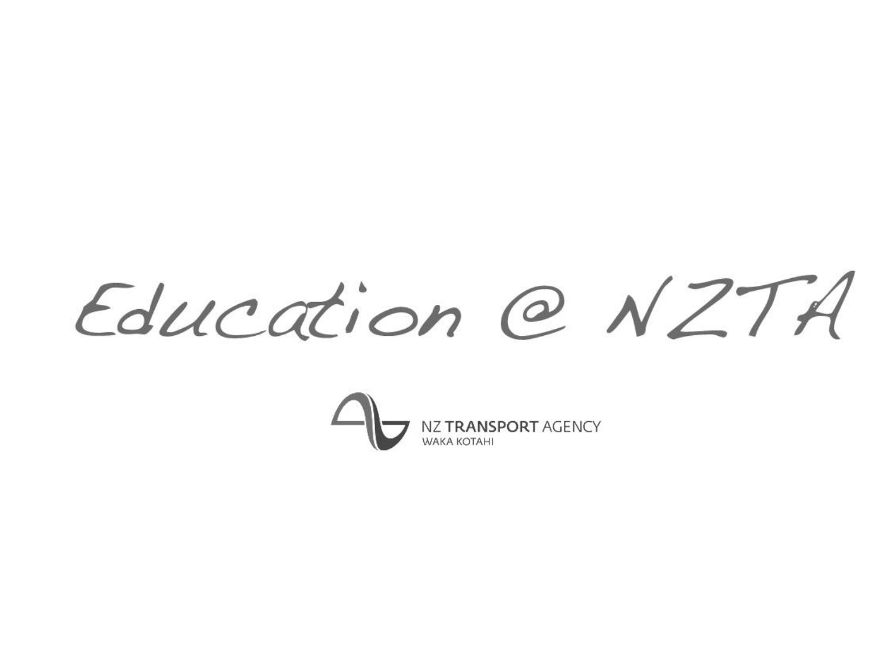# Education @ NZTA

NZ TRANSPORT AGENCY
WAKA KOTAHI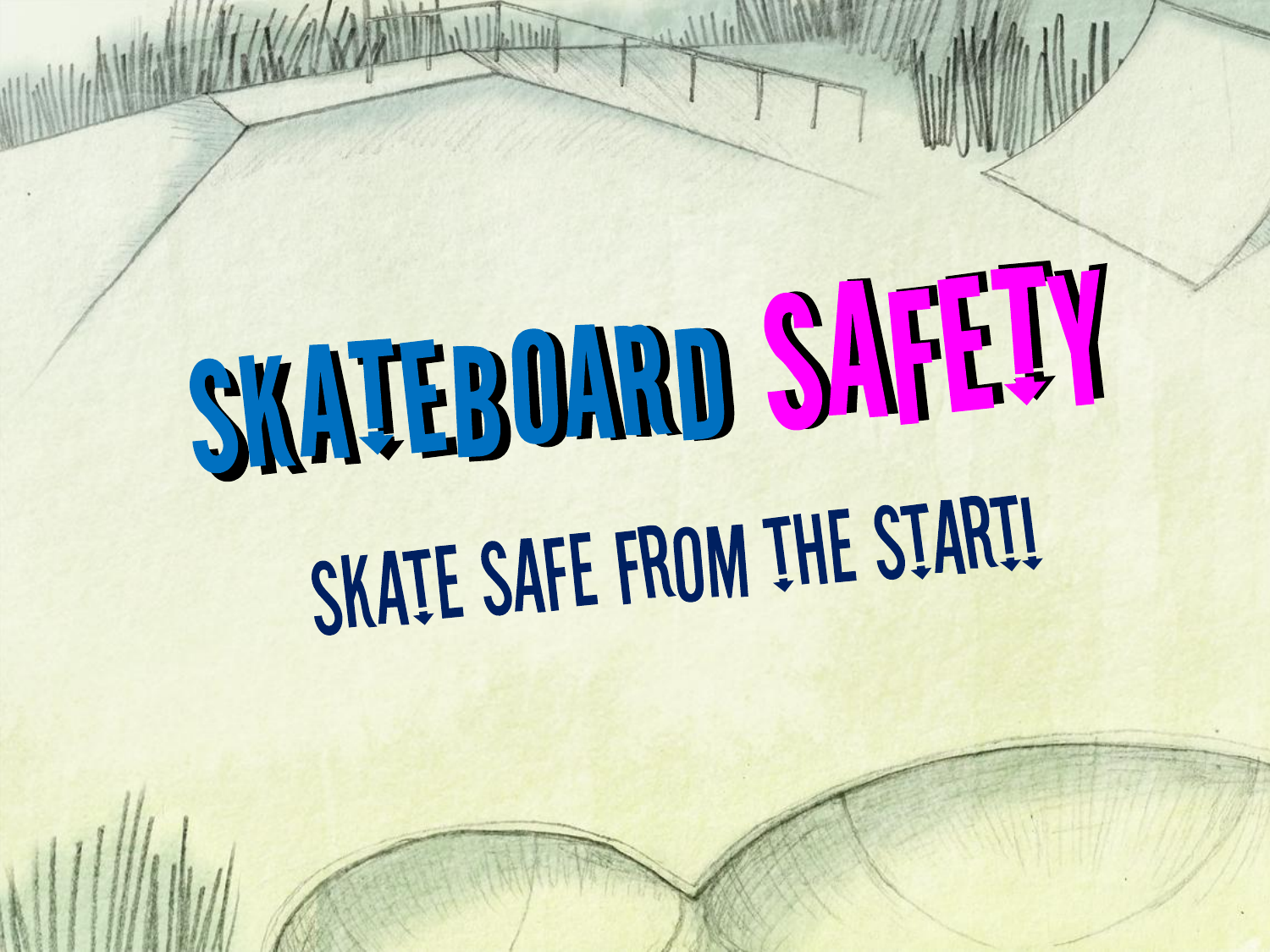# SKATEBOARD SAFETY

## SKATE SAFE FROM THE START!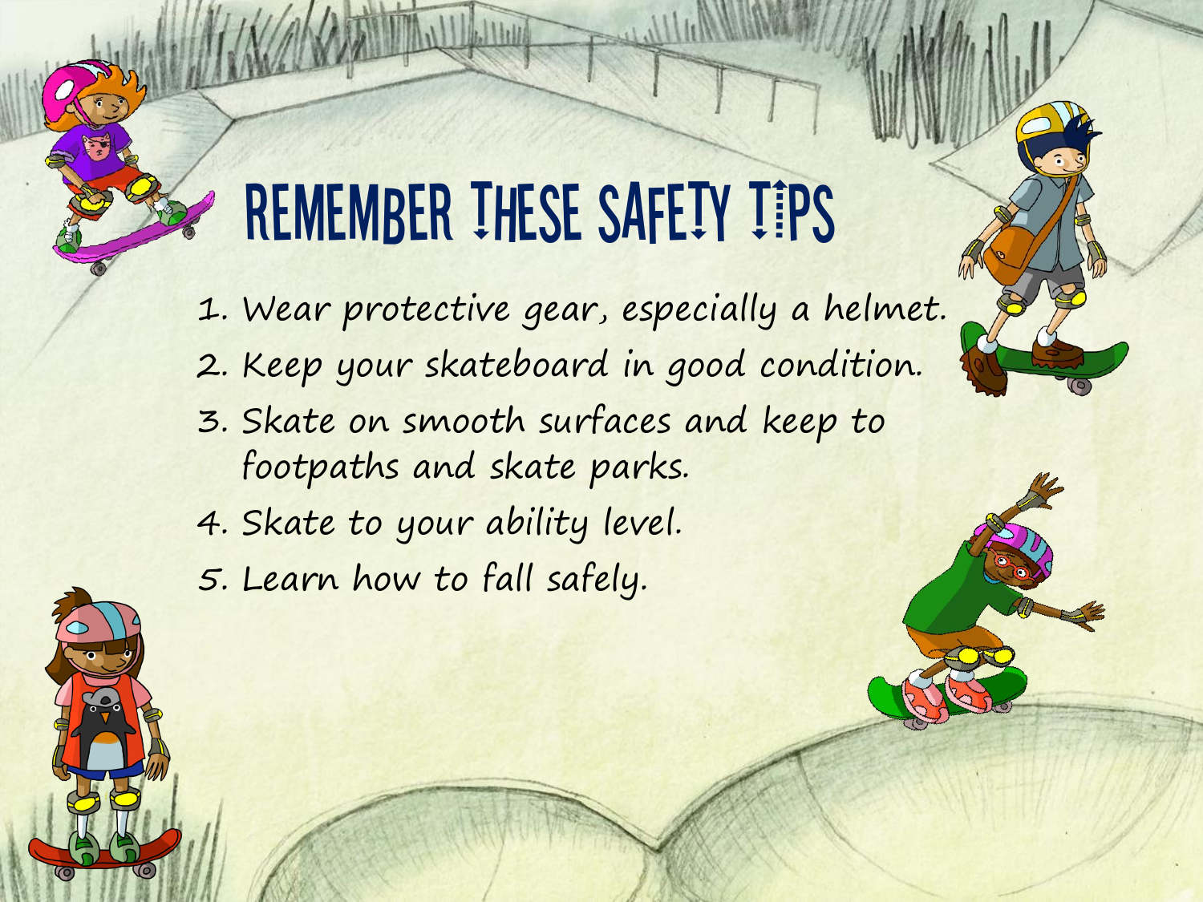# REMEMBER THESE SAFETY TIPS

1. Wear protective gear, especially a helmet.
2. Keep your skateboard in good condition.
3. Skate on smooth surfaces and keep to footpaths and skate parks.
4. Skate to your ability level.
5. Learn how to fall safely.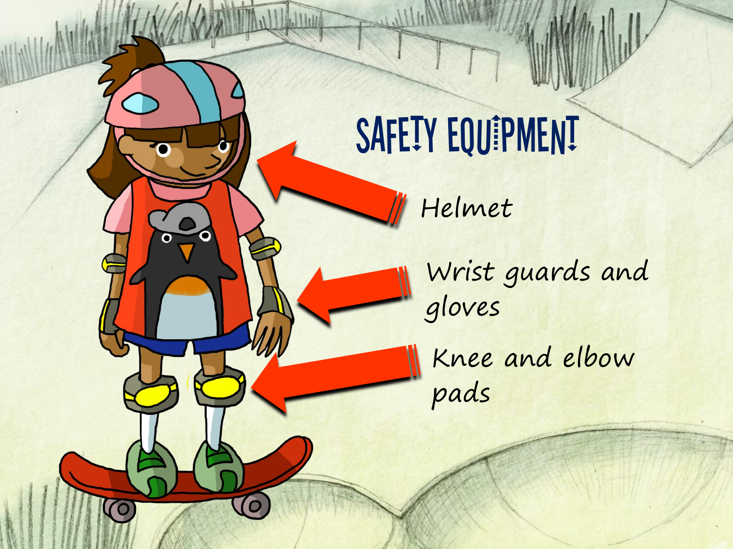# SAFETY EQUIPMENT

Helmet

Wrist guards and gloves

Knee and elbow pads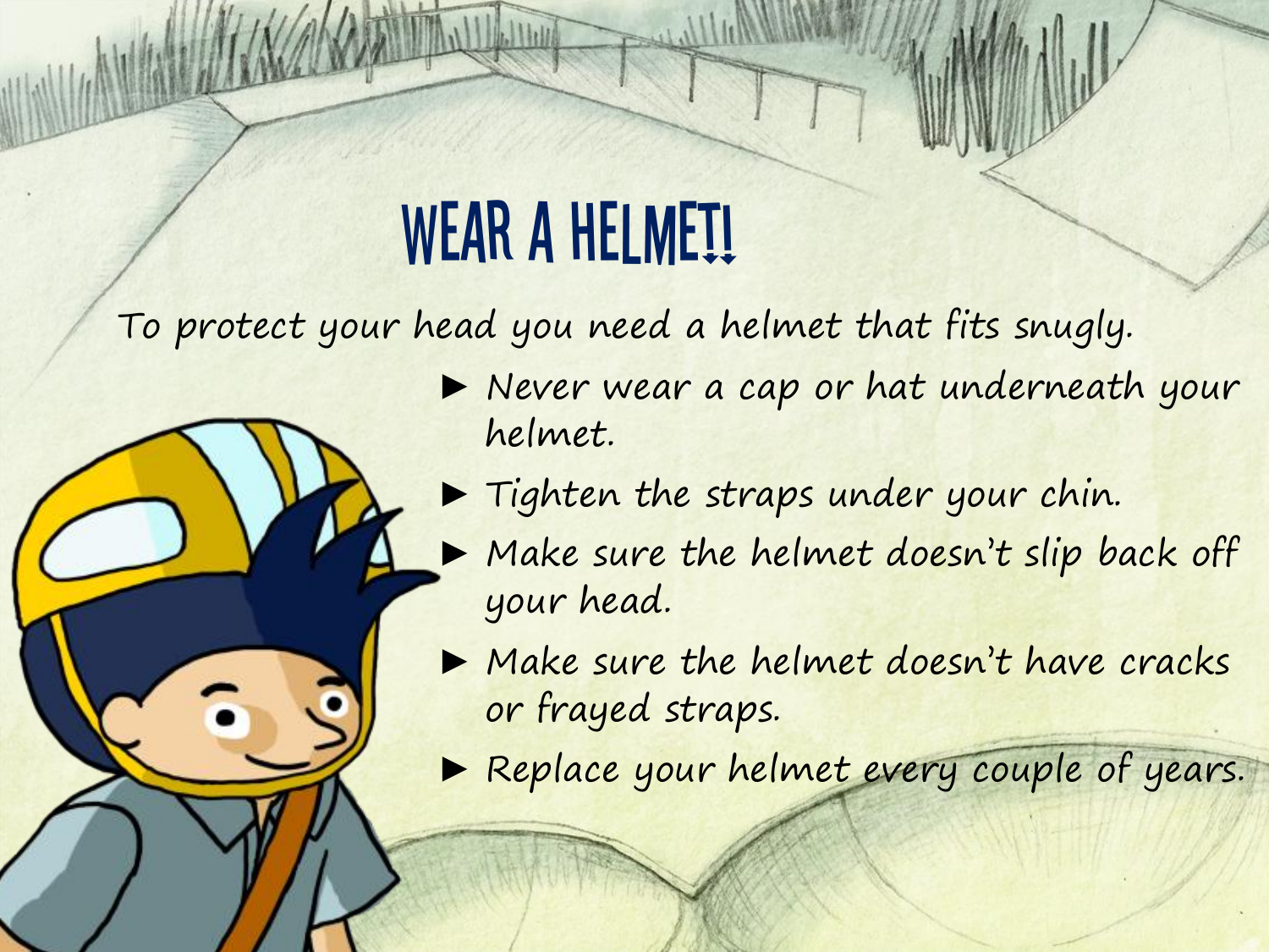# WEAR A HELMET!

To protect your head you need a helmet that fits snugly.

- Never wear a cap or hat underneath your helmet.
- Tighten the straps under your chin.
- Make sure the helmet doesn't slip back off your head.
- Make sure the helmet doesn't have cracks or frayed straps.
- Replace your helmet every couple of years.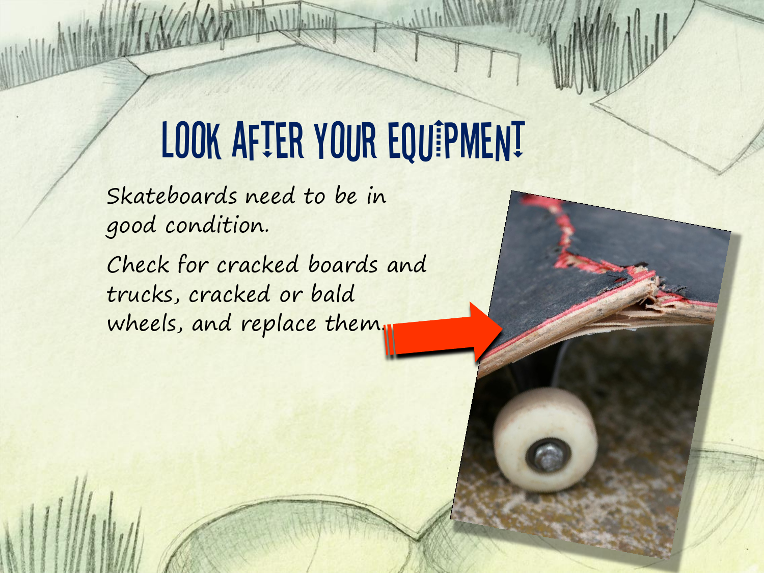# LOOK AFTER YOUR EQUIPMENT

Skateboards need to be in good condition.

Check for cracked boards and trucks, cracked or bald wheels, and replace them.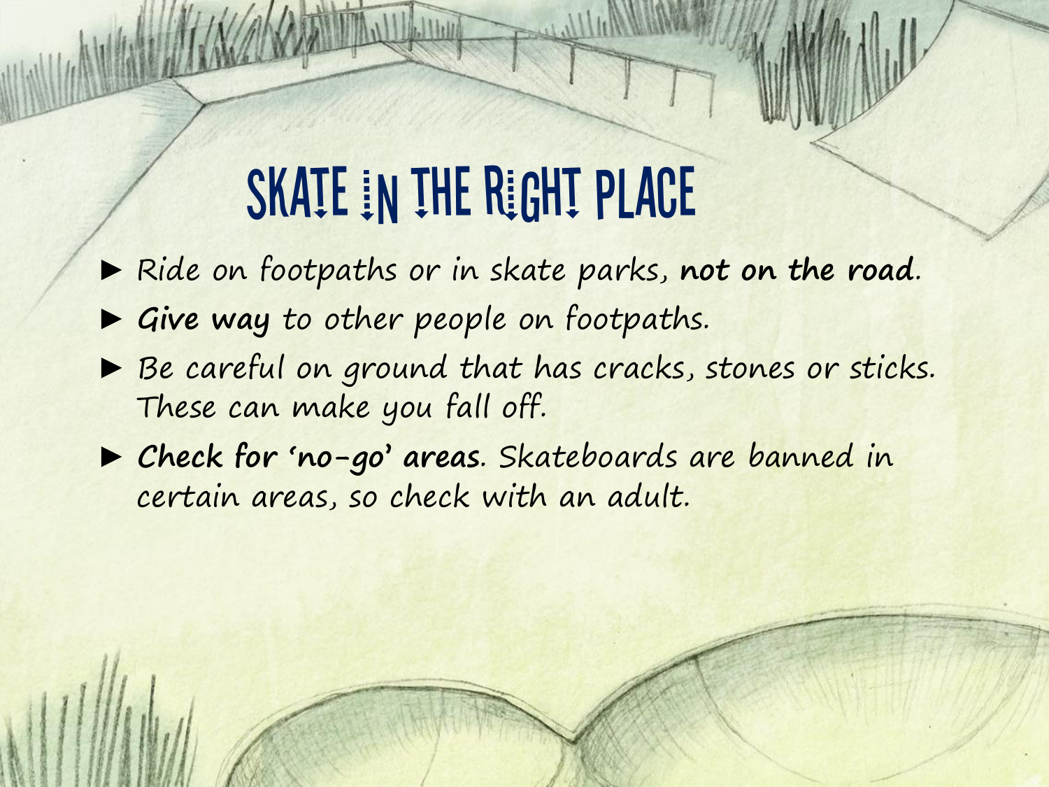# SKATE IN THE RIGHT PLACE

- Ride on footpaths or in skate parks, **not on the road**.
- **Give way** to other people on footpaths.
- Be careful on ground that has cracks, stones or sticks. These can make you fall off.
- **Check for 'no-go' areas**. Skateboards are banned in certain areas, so check with an adult.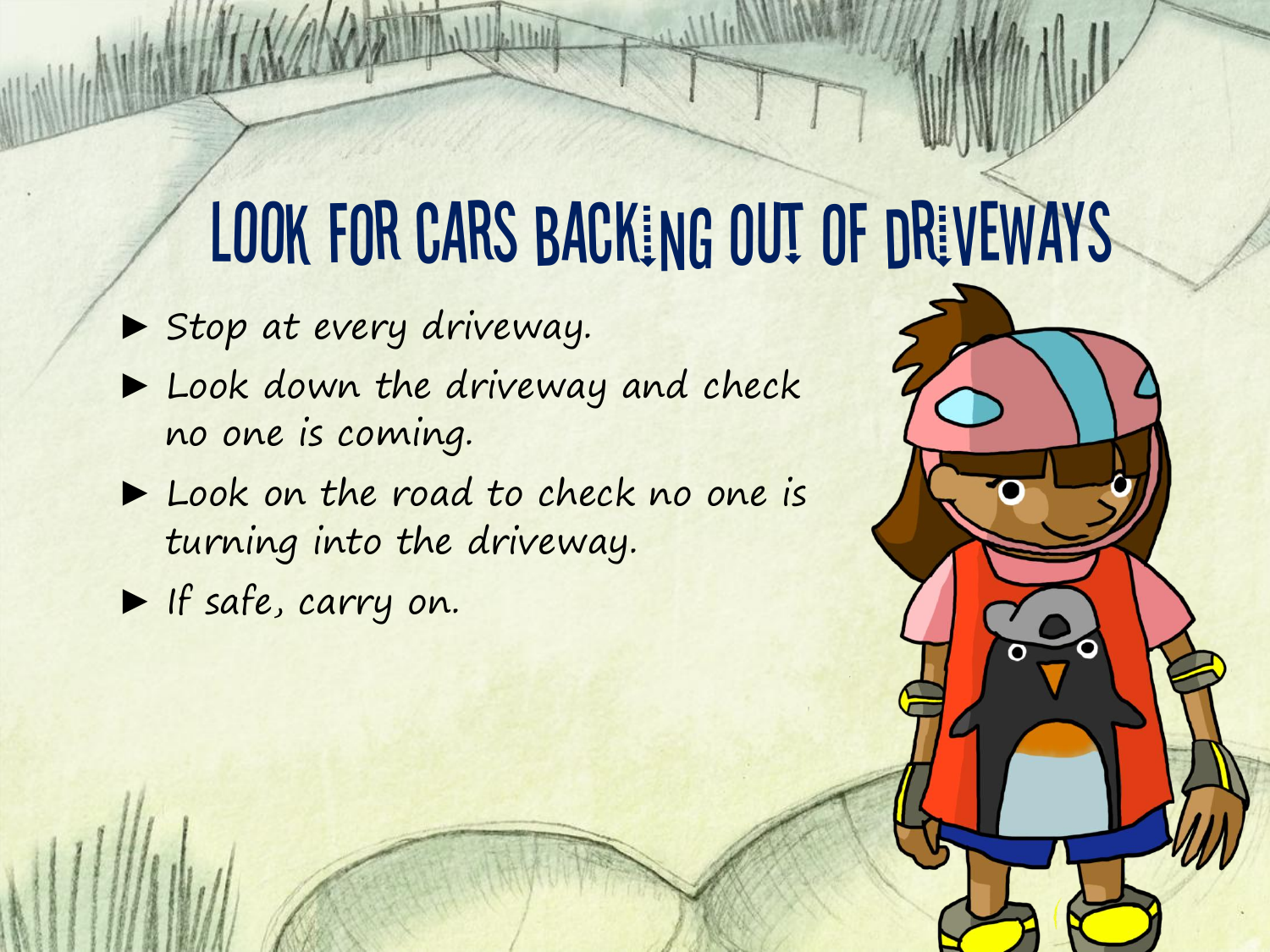# LOOK FOR CARS BACKING OUT OF DRIVEWAYS

- Stop at every driveway.
- Look down the driveway and check no one is coming.
- Look on the road to check no one is turning into the driveway.
- If safe, carry on.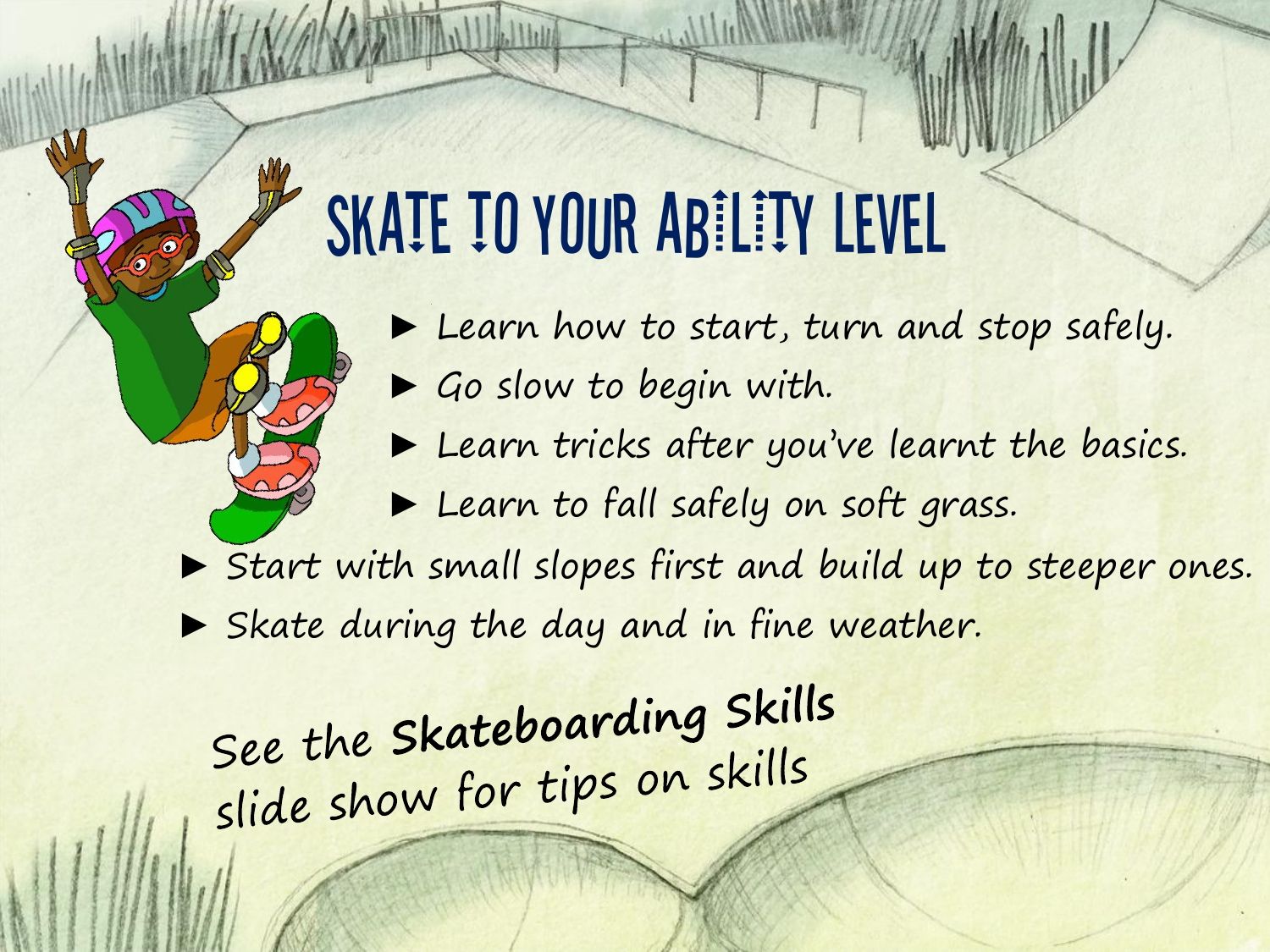# SKATE TO YOUR ABILITY LEVEL

- Learn how to start, turn and stop safely.
- Go slow to begin with.
- Learn tricks after you've learnt the basics.
- Learn to fall safely on soft grass.
- Start with small slopes first and build up to steeper ones.
- Skate during the day and in fine weather.

See the **Skateboarding Skills** slide show for tips on skills